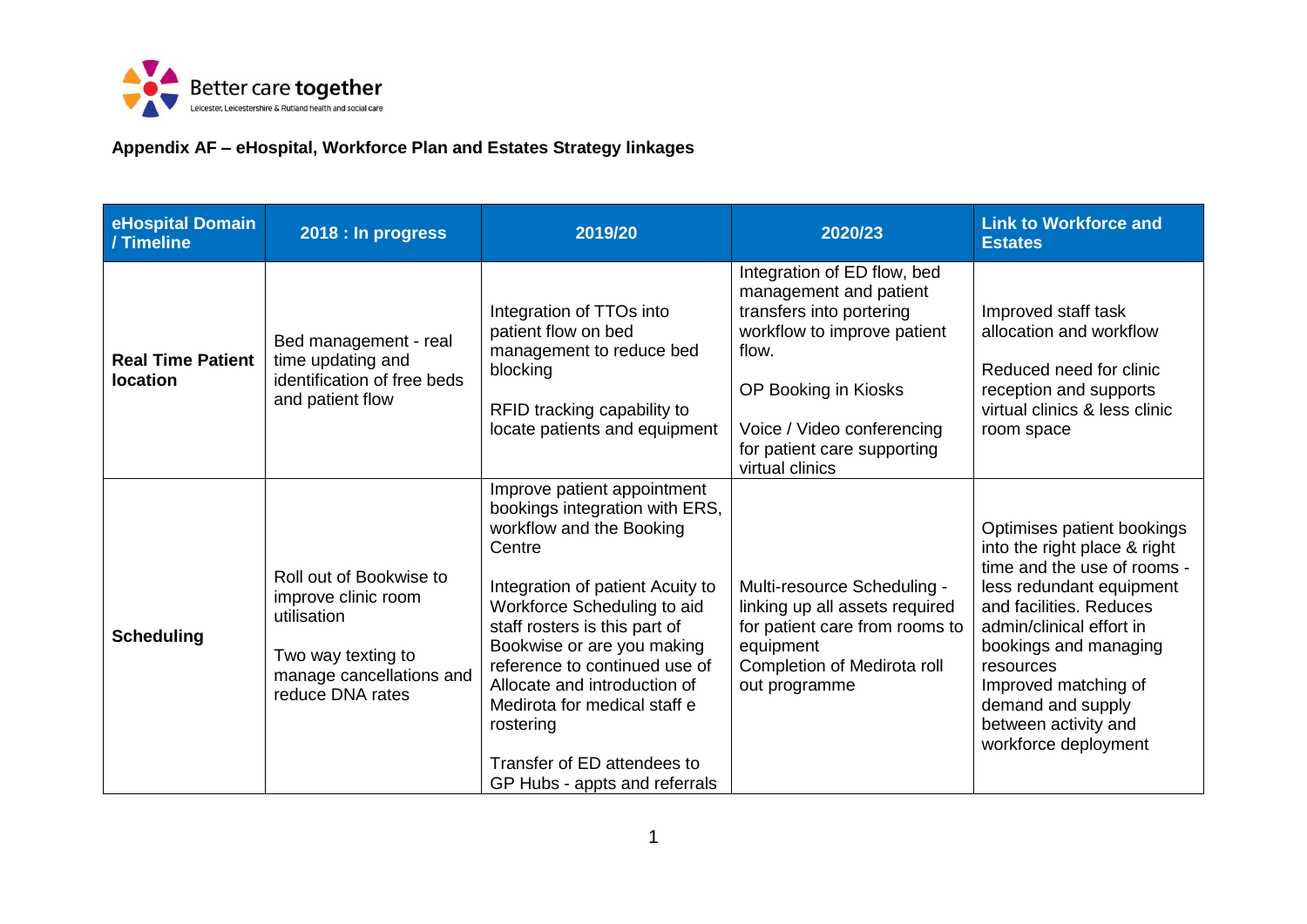Better care together
Leicester, Leicestershire & Rutland health and social care

**Appendix AF – eHospital, Workforce Plan and Estates Strategy linkages**

| eHospital Domain / Timeline | 2018 : In progress | 2019/20 | 2020/23 | Link to Workforce and Estates |
|---|---|---|---|---|
| **Real Time Patient location** | Bed management - real time updating and identification of free beds and patient flow | Integration of TTOs into patient flow on bed management to reduce bed blocking<br><br>RFID tracking capability to locate patients and equipment | Integration of ED flow, bed management and patient transfers into portering workflow to improve patient flow.<br><br>OP Booking in Kiosks<br><br>Voice / Video conferencing for patient care supporting virtual clinics | Improved staff task allocation and workflow<br><br>Reduced need for clinic reception and supports virtual clinics & less clinic room space |
| **Scheduling** | Roll out of Bookwise to improve clinic room utilisation<br><br>Two way texting to manage cancellations and reduce DNA rates | Improve patient appointment bookings integration with ERS, workflow and the Booking Centre<br><br>Integration of patient Acuity to Workforce Scheduling to aid staff rosters is this part of Bookwise or are you making reference to continued use of Allocate and introduction of Medirota for medical staff e rostering<br><br>Transfer of ED attendees to GP Hubs - appts and referrals | Multi-resource Scheduling - linking up all assets required for patient care from rooms to equipment<br>Completion of Medirota roll out programme | Optimises patient bookings into the right place & right time and the use of rooms - less redundant equipment and facilities. Reduces admin/clinical effort in bookings and managing resources<br>Improved matching of demand and supply between activity and workforce deployment |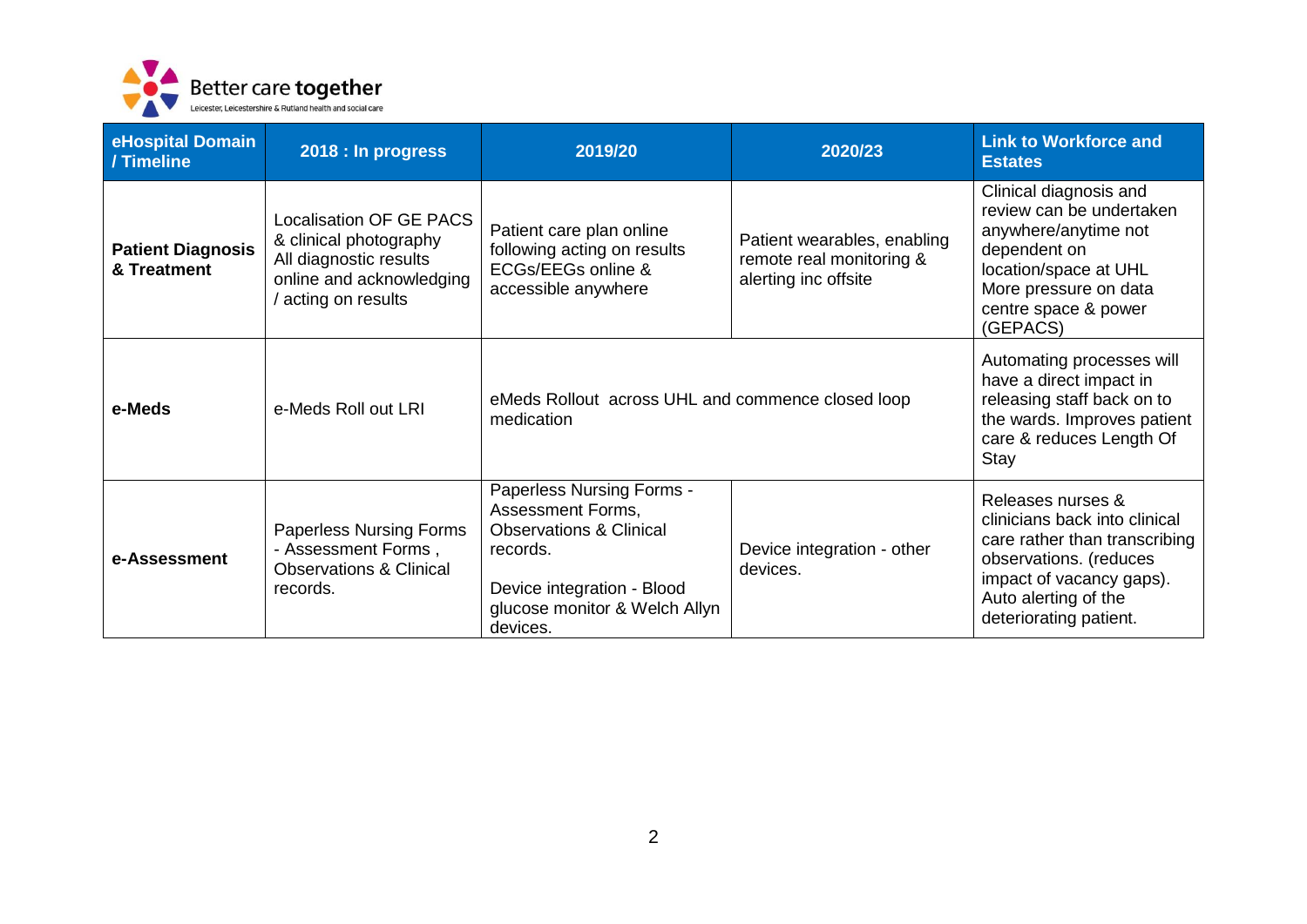| eHospital Domain / Timeline | 2018 : In progress | 2019/20 | 2020/23 | Link to Workforce and Estates |
|---|---|---|---|---|
| **Patient Diagnosis & Treatment** | Localisation OF GE PACS & clinical photography<br>All diagnostic results online and acknowledging / acting on results | Patient care plan online following acting on results<br>ECGs/EEGs online & accessible anywhere | Patient wearables, enabling remote real monitoring & alerting inc offsite | Clinical diagnosis and review can be undertaken anywhere/anytime not dependent on location/space at UHL<br>More pressure on data centre space & power (GEPACS) |
| **e-Meds** | e-Meds Roll out LRI | eMeds Rollout across UHL and commence closed loop medication | | Automating processes will have a direct impact in releasing staff back on to the wards. Improves patient care & reduces Length Of Stay |
| **e-Assessment** | Paperless Nursing Forms - Assessment Forms , Observations & Clinical records. | Paperless Nursing Forms - Assessment Forms, Observations & Clinical records.<br><br>Device integration - Blood glucose monitor & Welch Allyn devices. | Device integration - other devices. | Releases nurses & clinicians back into clinical care rather than transcribing observations. (reduces impact of vacancy gaps). Auto alerting of the deteriorating patient. |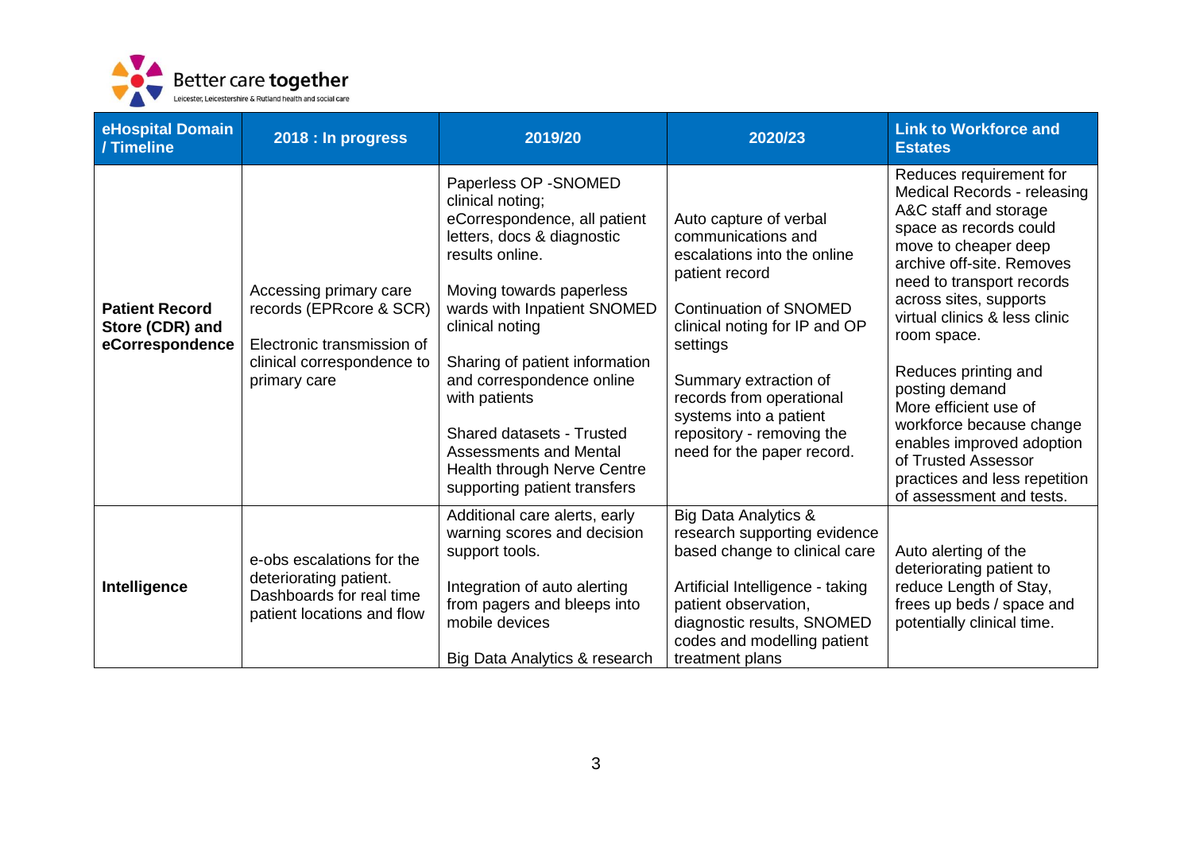| eHospital Domain / Timeline | 2018 : In progress | 2019/20 | 2020/23 | Link to Workforce and Estates |
|---|---|---|---|---|
| **Patient Record Store (CDR) and eCorrespondence** | Accessing primary care records (EPRcore & SCR)<br><br>Electronic transmission of clinical correspondence to primary care | Paperless OP -SNOMED clinical noting; eCorrespondence, all patient letters, docs & diagnostic results online.<br><br>Moving towards paperless wards with Inpatient SNOMED clinical noting<br><br>Sharing of patient information and correspondence online with patients<br><br>Shared datasets - Trusted Assessments and Mental Health through Nerve Centre supporting patient transfers | Auto capture of verbal communications and escalations into the online patient record<br><br>Continuation of SNOMED clinical noting for IP and OP settings<br><br>Summary extraction of records from operational systems into a patient repository - removing the need for the paper record. | Reduces requirement for Medical Records - releasing A&C staff and storage space as records could move to cheaper deep archive off-site. Removes need to transport records across sites, supports virtual clinics & less clinic room space.<br><br>Reduces printing and posting demand<br>More efficient use of workforce because change enables improved adoption of Trusted Assessor practices and less repetition of assessment and tests. |
| **Intelligence** | e-obs escalations for the deteriorating patient. Dashboards for real time patient locations and flow | Additional care alerts, early warning scores and decision support tools.<br><br>Integration of auto alerting from pagers and bleeps into mobile devices<br><br>Big Data Analytics & research | Big Data Analytics & research supporting evidence based change to clinical care<br><br>Artificial Intelligence - taking patient observation, diagnostic results, SNOMED codes and modelling patient treatment plans | Auto alerting of the deteriorating patient to reduce Length of Stay, frees up beds / space and potentially clinical time. |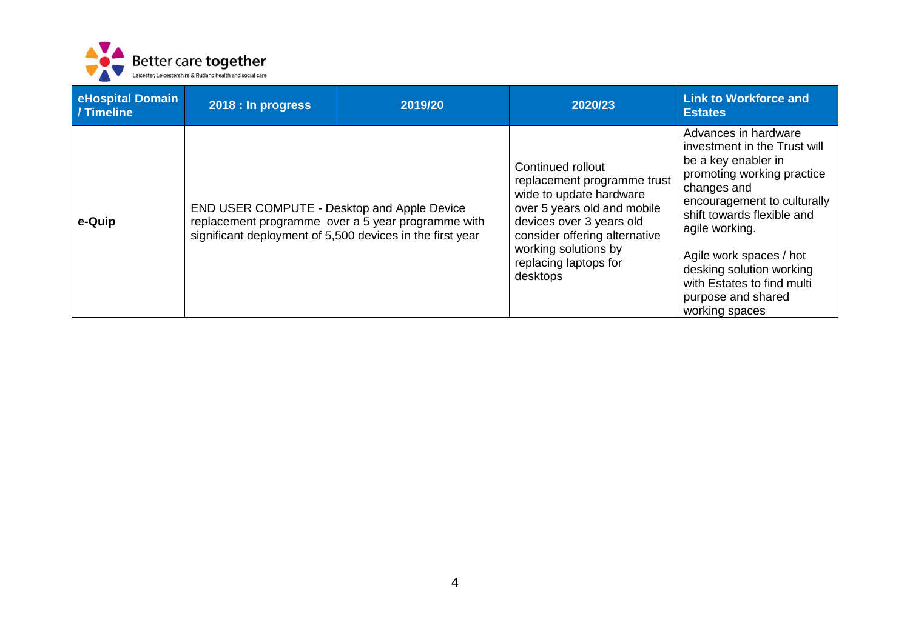| eHospital Domain / Timeline | 2018 : In progress | 2019/20 | 2020/23 | Link to Workforce and Estates |
|---|---|---|---|---|
| **e-Quip** | END USER COMPUTE - Desktop and Apple Device replacement programme over a 5 year programme with significant deployment of 5,500 devices in the first year | | Continued rollout replacement programme trust wide to update hardware over 5 years old and mobile devices over 3 years old consider offering alternative working solutions by replacing laptops for desktops | Advances in hardware investment in the Trust will be a key enabler in promoting working practice changes and encouragement to culturally shift towards flexible and agile working.<br><br>Agile work spaces / hot desking solution working with Estates to find multi purpose and shared working spaces |